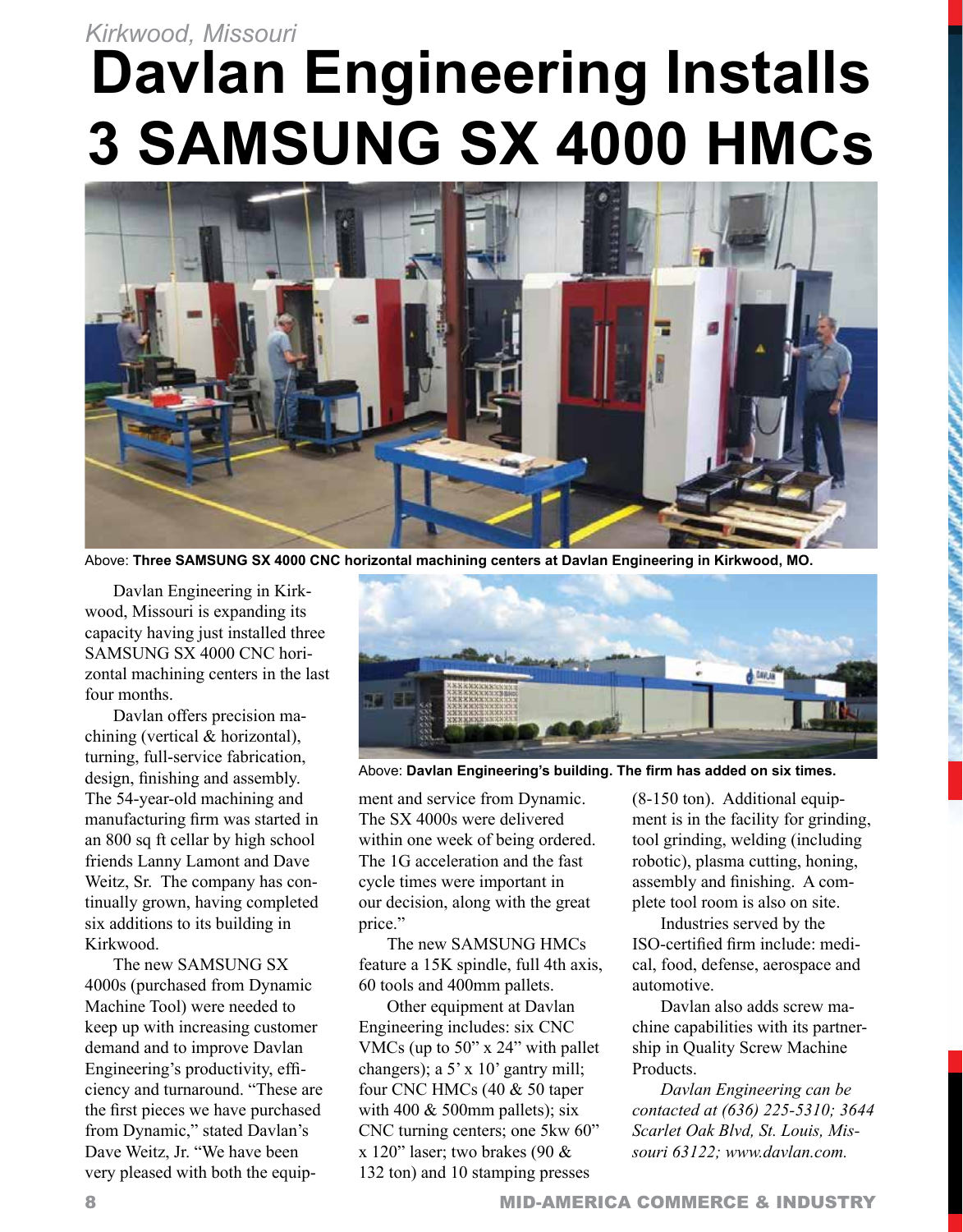*Kirkwood, Missouri*

# Davlan Engineering Installs 3 SAMSUNG SX 4000 HMCs

Above: **Three SAMSUNG SX 4000 CNC horizontal machining centers at Davlan Engineering in Kirkwood, MO.**

Davlan Engineering in Kirkwood, Missouri is expanding its capacity having just installed three SAMSUNG SX 4000 CNC horizontal machining centers in the last four months.

Davlan offers precision machining (vertical & horizontal), turning, full-service fabrication, design, finishing and assembly. The 54-year-old machining and manufacturing firm was started in an 800 sq ft cellar by high school friends Lanny Lamont and Dave Weitz, Sr. The company has continually grown, having completed six additions to its building in Kirkwood.

The new SAMSUNG SX 4000s (purchased from Dynamic Machine Tool) were needed to keep up with increasing customer demand and to improve Davlan Engineering's productivity, efficiency and turnaround. "These are the first pieces we have purchased from Dynamic," stated Davlan's Dave Weitz, Jr. "We have been very pleased with both the equipment and service from Dynamic. The SX 4000s were delivered within one week of being ordered. The 1G acceleration and the fast cycle times were important in our decision, along with the great price."

Above: **Davlan Engineering's building. The firm has added on six times.**

The new SAMSUNG HMCs feature a 15K spindle, full 4th axis, 60 tools and 400mm pallets.

Other equipment at Davlan Engineering includes: six CNC VMCs (up to 50" x 24" with pallet changers); a 5' x 10' gantry mill; four CNC HMCs (40 & 50 taper with 400 & 500mm pallets); six CNC turning centers; one 5kw 60" x 120" laser; two brakes (90 & 132 ton) and 10 stamping presses (8-150 ton). Additional equipment is in the facility for grinding, tool grinding, welding (including robotic), plasma cutting, honing, assembly and finishing. A complete tool room is also on site.

Industries served by the ISO-certified firm include: medical, food, defense, aerospace and automotive.

Davlan also adds screw machine capabilities with its partnership in Quality Screw Machine Products.

*Davlan Engineering can be contacted at (636) 225-5310; 3644 Scarlet Oak Blvd, St. Louis, Missouri 63122; www.davlan.com.*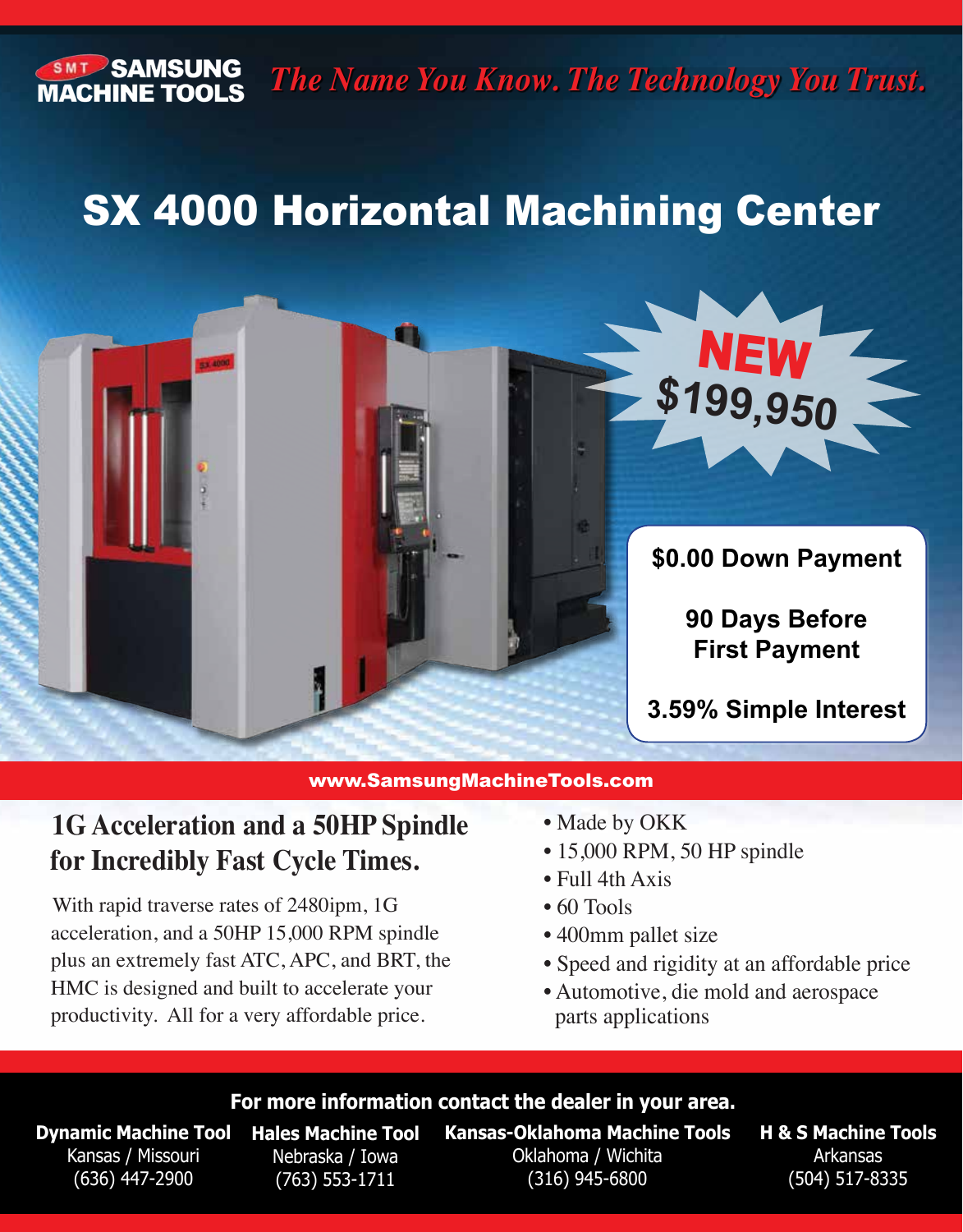SAMSUNG MACHINE TOOLS *The Name You Know. The Technology You Trust.*

# SX 4000 Horizontal Machining Center

**NEW $199,950**

**$0.00 Down Payment**

**90 Days Before First Payment**

**3.59% Simple Interest**

www.SamsungMachineTools.com

## 1G Acceleration and a 50HP Spindle for Incredibly Fast Cycle Times.

With rapid traverse rates of 2480ipm, 1G acceleration, and a 50HP 15,000 RPM spindle plus an extremely fast ATC, APC, and BRT, the HMC is designed and built to accelerate your productivity. All for a very affordable price.

- Made by OKK
- 15,000 RPM, 50 HP spindle
- Full 4th Axis
- 60 Tools
- 400mm pallet size
- Speed and rigidity at an affordable price
- Automotive, die mold and aerospace parts applications

**For more information contact the dealer in your area.**

**Dynamic Machine Tool**
Kansas / Missouri
(636) 447-2900

**Hales Machine Tool**
Nebraska / Iowa
(763) 553-1711

**Kansas-Oklahoma Machine Tools**
Oklahoma / Wichita
(316) 945-6800

**H & S Machine Tools**
Arkansas
(504) 517-8335